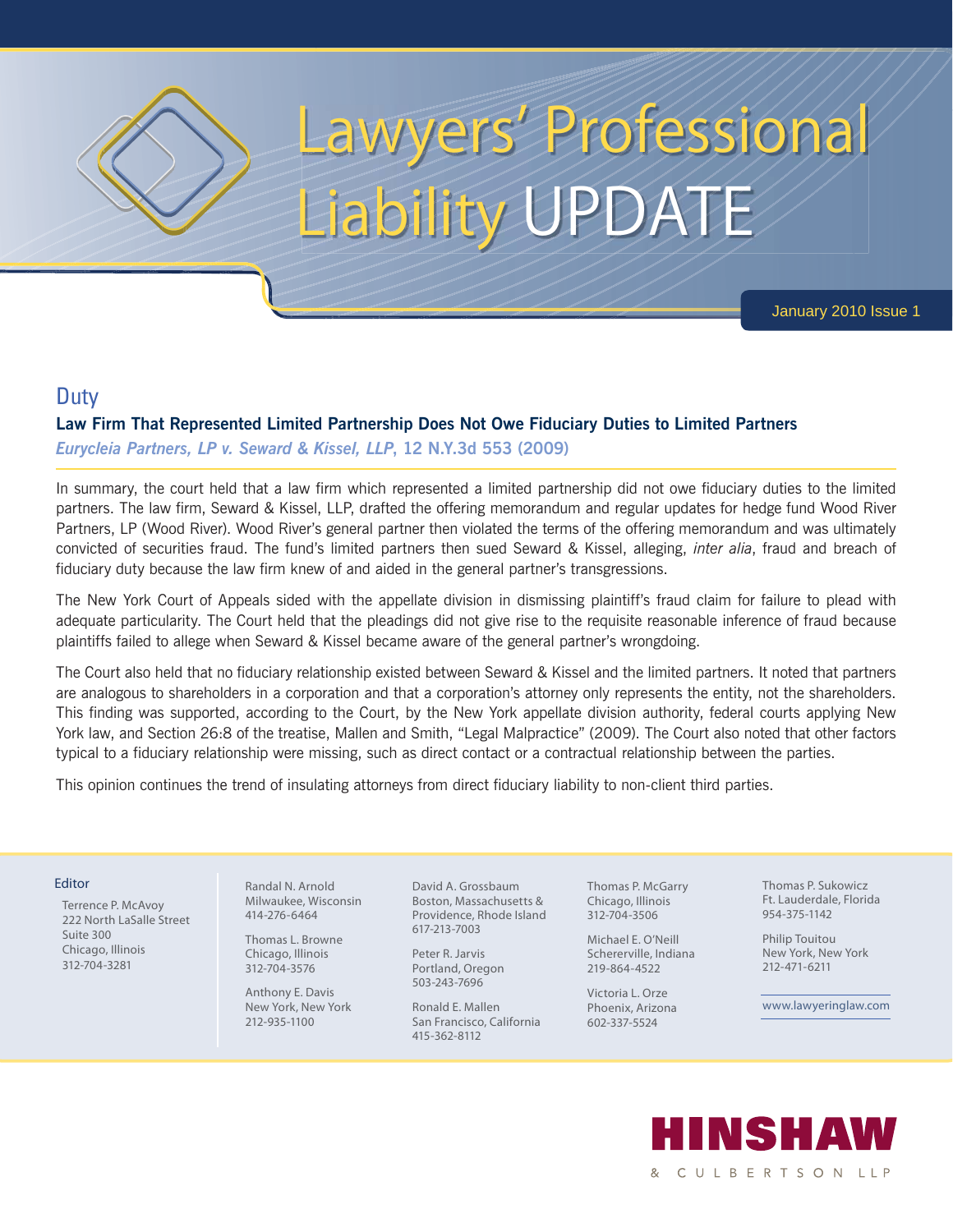# Lawyers' Professional Liability UPDATE

January 2010 Issue 1

## Duty

### Law Firm That Represented Limited Partnership Does Not Owe Fiduciary Duties to Limited Partners

***Eurycleia Partners, LP v. Seward & Kissel, LLP*, 12 N.Y.3d 553 (2009)**

In summary, the court held that a law firm which represented a limited partnership did not owe fiduciary duties to the limited partners. The law firm, Seward & Kissel, LLP, drafted the offering memorandum and regular updates for hedge fund Wood River Partners, LP (Wood River). Wood River's general partner then violated the terms of the offering memorandum and was ultimately convicted of securities fraud. The fund's limited partners then sued Seward & Kissel, alleging, *inter alia*, fraud and breach of fiduciary duty because the law firm knew of and aided in the general partner's transgressions.

The New York Court of Appeals sided with the appellate division in dismissing plaintiff's fraud claim for failure to plead with adequate particularity. The Court held that the pleadings did not give rise to the requisite reasonable inference of fraud because plaintiffs failed to allege when Seward & Kissel became aware of the general partner's wrongdoing.

The Court also held that no fiduciary relationship existed between Seward & Kissel and the limited partners. It noted that partners are analogous to shareholders in a corporation and that a corporation's attorney only represents the entity, not the shareholders. This finding was supported, according to the Court, by the New York appellate division authority, federal courts applying New York law, and Section 26:8 of the treatise, Mallen and Smith, "Legal Malpractice" (2009). The Court also noted that other factors typical to a fiduciary relationship were missing, such as direct contact or a contractual relationship between the parties.

This opinion continues the trend of insulating attorneys from direct fiduciary liability to non-client third parties.

Editor

Terrence P. McAvoy
222 North LaSalle Street
Suite 300
Chicago, Illinois
312-704-3281

Randal N. Arnold
Milwaukee, Wisconsin
414-276-6464

Thomas L. Browne
Chicago, Illinois
312-704-3576

Anthony E. Davis
New York, New York
212-935-1100

David A. Grossbaum
Boston, Massachusetts & Providence, Rhode Island
617-213-7003

Peter R. Jarvis
Portland, Oregon
503-243-7696

Ronald E. Mallen
San Francisco, California
415-362-8112

Thomas P. McGarry
Chicago, Illinois
312-704-3506

Michael E. O'Neill
Schererville, Indiana
219-864-4522

Victoria L. Orze
Phoenix, Arizona
602-337-5524

Thomas P. Sukowicz
Ft. Lauderdale, Florida
954-375-1142

Philip Touitou
New York, New York
212-471-6211

www.lawyeringlaw.com

HINSHAW & CULBERTSON LLP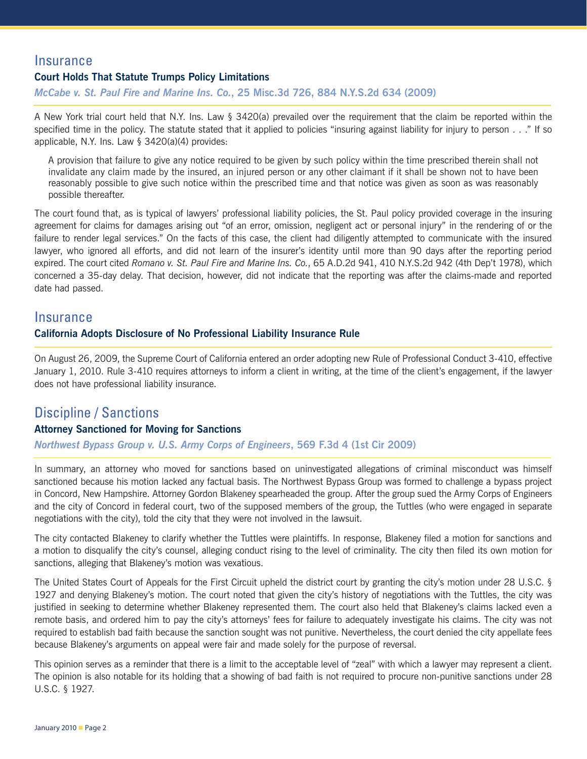## Insurance

### Court Holds That Statute Trumps Policy Limitations

***McCabe v. St. Paul Fire and Marine Ins. Co.*, 25 Misc.3d 726, 884 N.Y.S.2d 634 (2009)**

A New York trial court held that N.Y. Ins. Law § 3420(a) prevailed over the requirement that the claim be reported within the specified time in the policy. The statute stated that it applied to policies "insuring against liability for injury to person . . ." If so applicable, N.Y. Ins. Law § 3420(a)(4) provides:

> A provision that failure to give any notice required to be given by such policy within the time prescribed therein shall not invalidate any claim made by the insured, an injured person or any other claimant if it shall be shown not to have been reasonably possible to give such notice within the prescribed time and that notice was given as soon as was reasonably possible thereafter.

The court found that, as is typical of lawyers' professional liability policies, the St. Paul policy provided coverage in the insuring agreement for claims for damages arising out "of an error, omission, negligent act or personal injury" in the rendering of or the failure to render legal services." On the facts of this case, the client had diligently attempted to communicate with the insured lawyer, who ignored all efforts, and did not learn of the insurer's identity until more than 90 days after the reporting period expired. The court cited *Romano v. St. Paul Fire and Marine Ins. Co.*, 65 A.D.2d 941, 410 N.Y.S.2d 942 (4th Dep't 1978), which concerned a 35-day delay. That decision, however, did not indicate that the reporting was after the claims-made and reported date had passed.

## Insurance

### California Adopts Disclosure of No Professional Liability Insurance Rule

On August 26, 2009, the Supreme Court of California entered an order adopting new Rule of Professional Conduct 3-410, effective January 1, 2010. Rule 3-410 requires attorneys to inform a client in writing, at the time of the client's engagement, if the lawyer does not have professional liability insurance.

## Discipline / Sanctions

### Attorney Sanctioned for Moving for Sanctions

***Northwest Bypass Group v. U.S. Army Corps of Engineers*, 569 F.3d 4 (1st Cir 2009)**

In summary, an attorney who moved for sanctions based on uninvestigated allegations of criminal misconduct was himself sanctioned because his motion lacked any factual basis. The Northwest Bypass Group was formed to challenge a bypass project in Concord, New Hampshire. Attorney Gordon Blakeney spearheaded the group. After the group sued the Army Corps of Engineers and the city of Concord in federal court, two of the supposed members of the group, the Tuttles (who were engaged in separate negotiations with the city), told the city that they were not involved in the lawsuit.

The city contacted Blakeney to clarify whether the Tuttles were plaintiffs. In response, Blakeney filed a motion for sanctions and a motion to disqualify the city's counsel, alleging conduct rising to the level of criminality. The city then filed its own motion for sanctions, alleging that Blakeney's motion was vexatious.

The United States Court of Appeals for the First Circuit upheld the district court by granting the city's motion under 28 U.S.C. § 1927 and denying Blakeney's motion. The court noted that given the city's history of negotiations with the Tuttles, the city was justified in seeking to determine whether Blakeney represented them. The court also held that Blakeney's claims lacked even a remote basis, and ordered him to pay the city's attorneys' fees for failure to adequately investigate his claims. The city was not required to establish bad faith because the sanction sought was not punitive. Nevertheless, the court denied the city appellate fees because Blakeney's arguments on appeal were fair and made solely for the purpose of reversal.

This opinion serves as a reminder that there is a limit to the acceptable level of "zeal" with which a lawyer may represent a client. The opinion is also notable for its holding that a showing of bad faith is not required to procure non-punitive sanctions under 28 U.S.C. § 1927.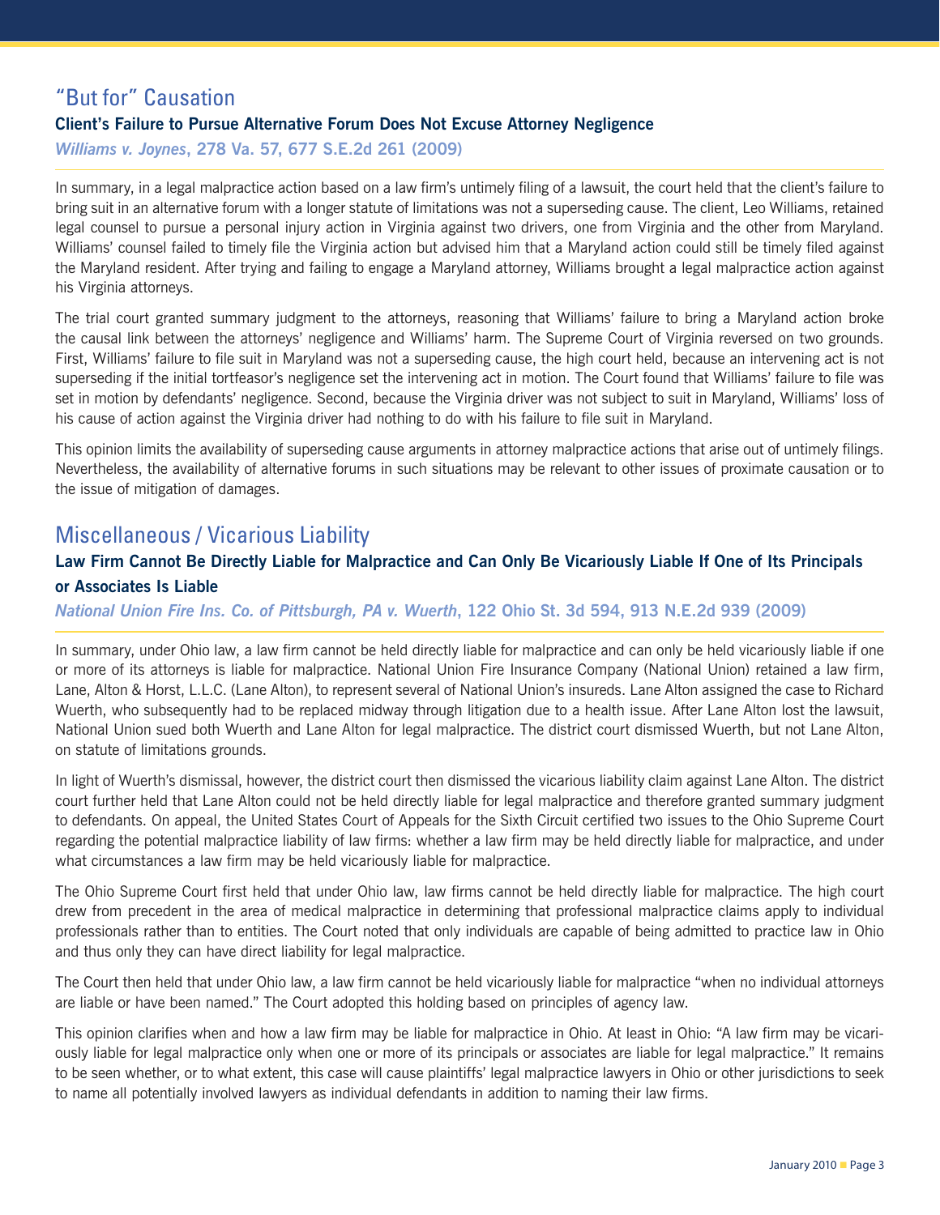## "But for" Causation

### Client's Failure to Pursue Alternative Forum Does Not Excuse Attorney Negligence

***Williams v. Joynes*, 278 Va. 57, 677 S.E.2d 261 (2009)**

In summary, in a legal malpractice action based on a law firm's untimely filing of a lawsuit, the court held that the client's failure to bring suit in an alternative forum with a longer statute of limitations was not a superseding cause. The client, Leo Williams, retained legal counsel to pursue a personal injury action in Virginia against two drivers, one from Virginia and the other from Maryland. Williams' counsel failed to timely file the Virginia action but advised him that a Maryland action could still be timely filed against the Maryland resident. After trying and failing to engage a Maryland attorney, Williams brought a legal malpractice action against his Virginia attorneys.

The trial court granted summary judgment to the attorneys, reasoning that Williams' failure to bring a Maryland action broke the causal link between the attorneys' negligence and Williams' harm. The Supreme Court of Virginia reversed on two grounds. First, Williams' failure to file suit in Maryland was not a superseding cause, the high court held, because an intervening act is not superseding if the initial tortfeasor's negligence set the intervening act in motion. The Court found that Williams' failure to file was set in motion by defendants' negligence. Second, because the Virginia driver was not subject to suit in Maryland, Williams' loss of his cause of action against the Virginia driver had nothing to do with his failure to file suit in Maryland.

This opinion limits the availability of superseding cause arguments in attorney malpractice actions that arise out of untimely filings. Nevertheless, the availability of alternative forums in such situations may be relevant to other issues of proximate causation or to the issue of mitigation of damages.

## Miscellaneous / Vicarious Liability

### Law Firm Cannot Be Directly Liable for Malpractice and Can Only Be Vicariously Liable If One of Its Principals or Associates Is Liable

***National Union Fire Ins. Co. of Pittsburgh, PA v. Wuerth*, 122 Ohio St. 3d 594, 913 N.E.2d 939 (2009)**

In summary, under Ohio law, a law firm cannot be held directly liable for malpractice and can only be held vicariously liable if one or more of its attorneys is liable for malpractice. National Union Fire Insurance Company (National Union) retained a law firm, Lane, Alton & Horst, L.L.C. (Lane Alton), to represent several of National Union's insureds. Lane Alton assigned the case to Richard Wuerth, who subsequently had to be replaced midway through litigation due to a health issue. After Lane Alton lost the lawsuit, National Union sued both Wuerth and Lane Alton for legal malpractice. The district court dismissed Wuerth, but not Lane Alton, on statute of limitations grounds.

In light of Wuerth's dismissal, however, the district court then dismissed the vicarious liability claim against Lane Alton. The district court further held that Lane Alton could not be held directly liable for legal malpractice and therefore granted summary judgment to defendants. On appeal, the United States Court of Appeals for the Sixth Circuit certified two issues to the Ohio Supreme Court regarding the potential malpractice liability of law firms: whether a law firm may be held directly liable for malpractice, and under what circumstances a law firm may be held vicariously liable for malpractice.

The Ohio Supreme Court first held that under Ohio law, law firms cannot be held directly liable for malpractice. The high court drew from precedent in the area of medical malpractice in determining that professional malpractice claims apply to individual professionals rather than to entities. The Court noted that only individuals are capable of being admitted to practice law in Ohio and thus only they can have direct liability for legal malpractice.

The Court then held that under Ohio law, a law firm cannot be held vicariously liable for malpractice "when no individual attorneys are liable or have been named." The Court adopted this holding based on principles of agency law.

This opinion clarifies when and how a law firm may be liable for malpractice in Ohio. At least in Ohio: "A law firm may be vicariously liable for legal malpractice only when one or more of its principals or associates are liable for legal malpractice." It remains to be seen whether, or to what extent, this case will cause plaintiffs' legal malpractice lawyers in Ohio or other jurisdictions to seek to name all potentially involved lawyers as individual defendants in addition to naming their law firms.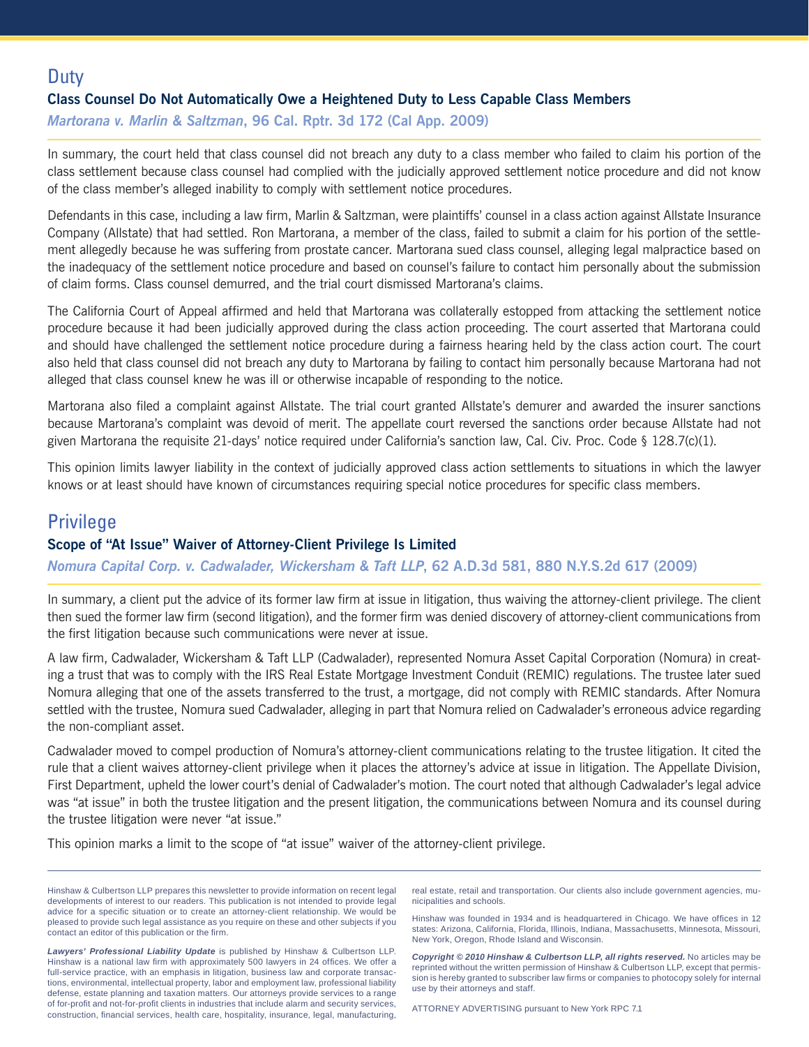## Duty

### Class Counsel Do Not Automatically Owe a Heightened Duty to Less Capable Class Members

***Martorana v. Marlin & Saltzman*, 96 Cal. Rptr. 3d 172 (Cal App. 2009)**

In summary, the court held that class counsel did not breach any duty to a class member who failed to claim his portion of the class settlement because class counsel had complied with the judicially approved settlement notice procedure and did not know of the class member's alleged inability to comply with settlement notice procedures.

Defendants in this case, including a law firm, Marlin & Saltzman, were plaintiffs' counsel in a class action against Allstate Insurance Company (Allstate) that had settled. Ron Martorana, a member of the class, failed to submit a claim for his portion of the settlement allegedly because he was suffering from prostate cancer. Martorana sued class counsel, alleging legal malpractice based on the inadequacy of the settlement notice procedure and based on counsel's failure to contact him personally about the submission of claim forms. Class counsel demurred, and the trial court dismissed Martorana's claims.

The California Court of Appeal affirmed and held that Martorana was collaterally estopped from attacking the settlement notice procedure because it had been judicially approved during the class action proceeding. The court asserted that Martorana could and should have challenged the settlement notice procedure during a fairness hearing held by the class action court. The court also held that class counsel did not breach any duty to Martorana by failing to contact him personally because Martorana had not alleged that class counsel knew he was ill or otherwise incapable of responding to the notice.

Martorana also filed a complaint against Allstate. The trial court granted Allstate's demurer and awarded the insurer sanctions because Martorana's complaint was devoid of merit. The appellate court reversed the sanctions order because Allstate had not given Martorana the requisite 21-days' notice required under California's sanction law, Cal. Civ. Proc. Code § 128.7(c)(1).

This opinion limits lawyer liability in the context of judicially approved class action settlements to situations in which the lawyer knows or at least should have known of circumstances requiring special notice procedures for specific class members.

## Privilege

### Scope of "At Issue" Waiver of Attorney-Client Privilege Is Limited

***Nomura Capital Corp. v. Cadwalader, Wickersham & Taft LLP*, 62 A.D.3d 581, 880 N.Y.S.2d 617 (2009)**

In summary, a client put the advice of its former law firm at issue in litigation, thus waiving the attorney-client privilege. The client then sued the former law firm (second litigation), and the former firm was denied discovery of attorney-client communications from the first litigation because such communications were never at issue.

A law firm, Cadwalader, Wickersham & Taft LLP (Cadwalader), represented Nomura Asset Capital Corporation (Nomura) in creating a trust that was to comply with the IRS Real Estate Mortgage Investment Conduit (REMIC) regulations. The trustee later sued Nomura alleging that one of the assets transferred to the trust, a mortgage, did not comply with REMIC standards. After Nomura settled with the trustee, Nomura sued Cadwalader, alleging in part that Nomura relied on Cadwalader's erroneous advice regarding the non-compliant asset.

Cadwalader moved to compel production of Nomura's attorney-client communications relating to the trustee litigation. It cited the rule that a client waives attorney-client privilege when it places the attorney's advice at issue in litigation. The Appellate Division, First Department, upheld the lower court's denial of Cadwalader's motion. The court noted that although Cadwalader's legal advice was "at issue" in both the trustee litigation and the present litigation, the communications between Nomura and its counsel during the trustee litigation were never "at issue."

This opinion marks a limit to the scope of "at issue" waiver of the attorney-client privilege.

---

Hinshaw & Culbertson LLP prepares this newsletter to provide information on recent legal developments of interest to our readers. This publication is not intended to provide legal advice for a specific situation or to create an attorney-client relationship. We would be pleased to provide such legal assistance as you require on these and other subjects if you contact an editor of this publication or the firm.

***Lawyers' Professional Liability Update*** is published by Hinshaw & Culbertson LLP. Hinshaw is a national law firm with approximately 500 lawyers in 24 offices. We offer a full-service practice, with an emphasis in litigation, business law and corporate transactions, environmental, intellectual property, labor and employment law, professional liability defense, estate planning and taxation matters. Our attorneys provide services to a range of for-profit and not-for-profit clients in industries that include alarm and security services, construction, financial services, health care, hospitality, insurance, legal, manufacturing, real estate, retail and transportation. Our clients also include government agencies, municipalities and schools.

Hinshaw was founded in 1934 and is headquartered in Chicago. We have offices in 12 states: Arizona, California, Florida, Illinois, Indiana, Massachusetts, Minnesota, Missouri, New York, Oregon, Rhode Island and Wisconsin.

***Copyright © 2010 Hinshaw & Culbertson LLP, all rights reserved.*** No articles may be reprinted without the written permission of Hinshaw & Culbertson LLP, except that permission is hereby granted to subscriber law firms or companies to photocopy solely for internal use by their attorneys and staff.

ATTORNEY ADVERTISING pursuant to New York RPC 7.1